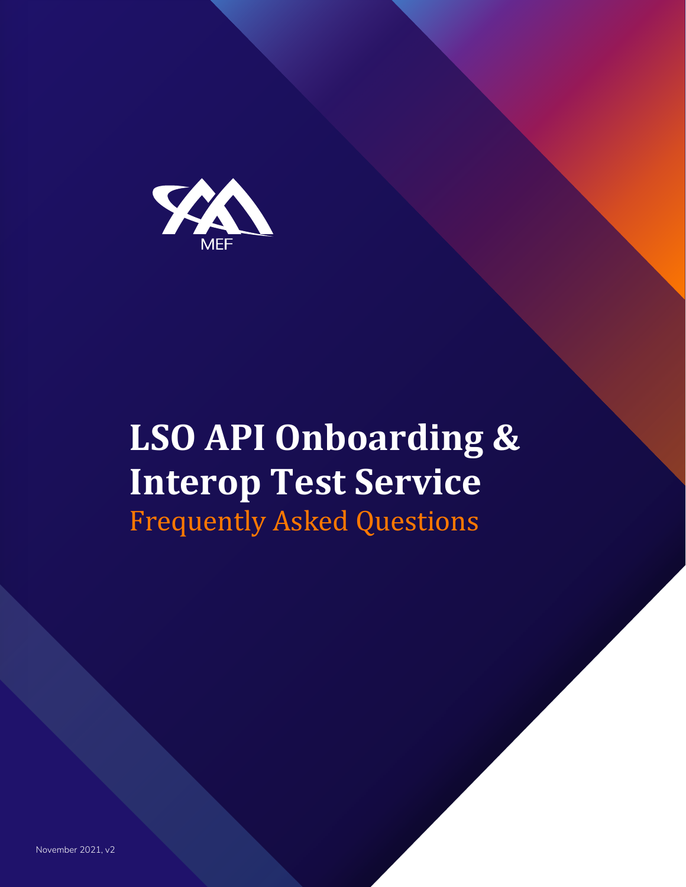MEF

# LSO API Onboarding & Interop Test Service

## Frequently Asked Questions

November 2021, v2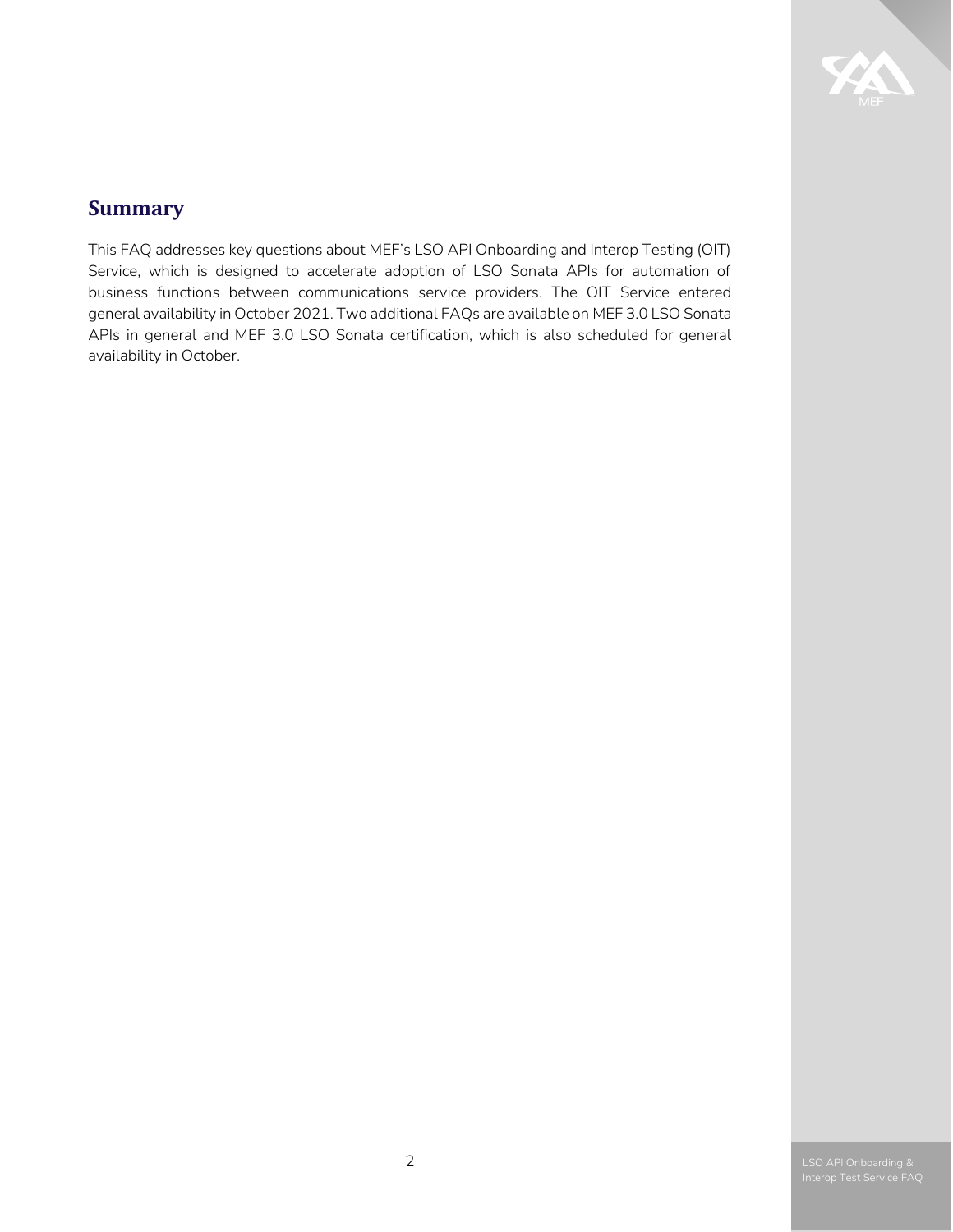## Summary

This FAQ addresses key questions about MEF's LSO API Onboarding and Interop Testing (OIT) Service, which is designed to accelerate adoption of LSO Sonata APIs for automation of business functions between communications service providers. The OIT Service entered general availability in October 2021. Two additional FAQs are available on MEF 3.0 LSO Sonata APIs in general and MEF 3.0 LSO Sonata certification, which is also scheduled for general availability in October.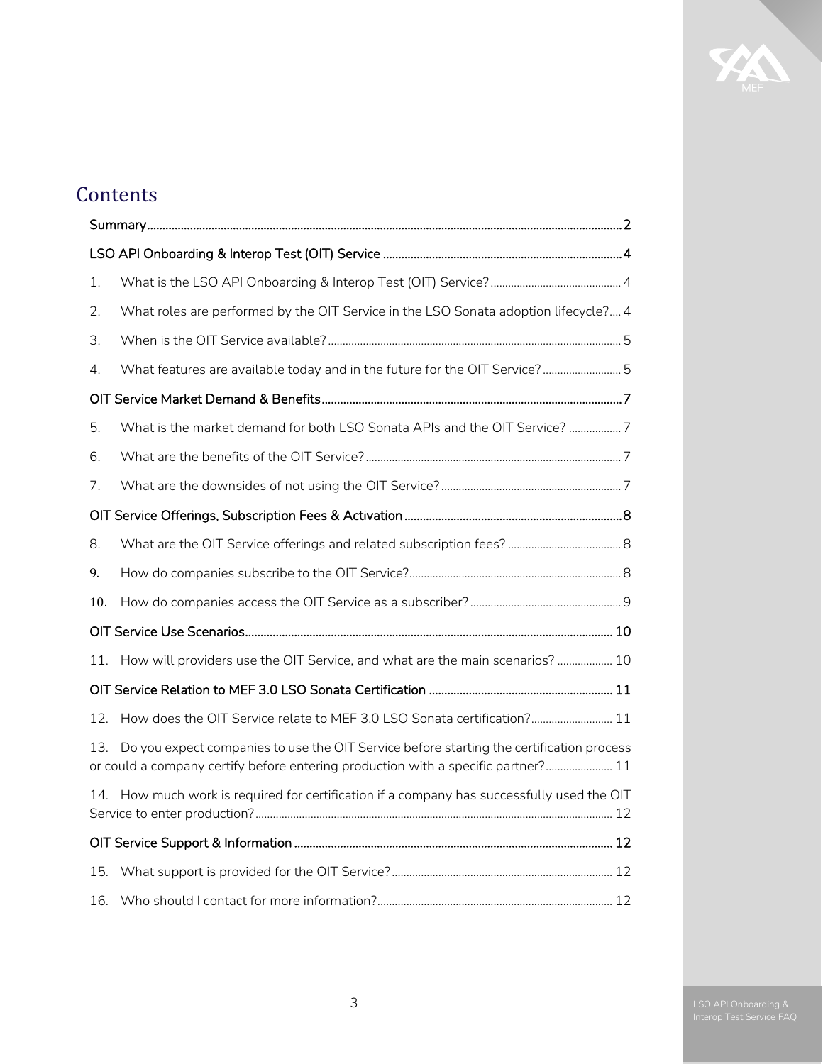# Contents

| | |
|---|---|
| Summary | 2 |
| LSO API Onboarding & Interop Test (OIT) Service | 4 |
| 1. What is the LSO API Onboarding & Interop Test (OIT) Service? | 4 |
| 2. What roles are performed by the OIT Service in the LSO Sonata adoption lifecycle? | 4 |
| 3. When is the OIT Service available? | 5 |
| 4. What features are available today and in the future for the OIT Service? | 5 |
| OIT Service Market Demand & Benefits | 7 |
| 5. What is the market demand for both LSO Sonata APIs and the OIT Service? | 7 |
| 6. What are the benefits of the OIT Service? | 7 |
| 7. What are the downsides of not using the OIT Service? | 7 |
| OIT Service Offerings, Subscription Fees & Activation | 8 |
| 8. What are the OIT Service offerings and related subscription fees? | 8 |
| 9. How do companies subscribe to the OIT Service? | 8 |
| 10. How do companies access the OIT Service as a subscriber? | 9 |
| OIT Service Use Scenarios | 10 |
| 11. How will providers use the OIT Service, and what are the main scenarios? | 10 |
| OIT Service Relation to MEF 3.0 LSO Sonata Certification | 11 |
| 12. How does the OIT Service relate to MEF 3.0 LSO Sonata certification? | 11 |
| 13. Do you expect companies to use the OIT Service before starting the certification process or could a company certify before entering production with a specific partner? | 11 |
| 14. How much work is required for certification if a company has successfully used the OIT Service to enter production? | 12 |
| OIT Service Support & Information | 12 |
| 15. What support is provided for the OIT Service? | 12 |
| 16. Who should I contact for more information? | 12 |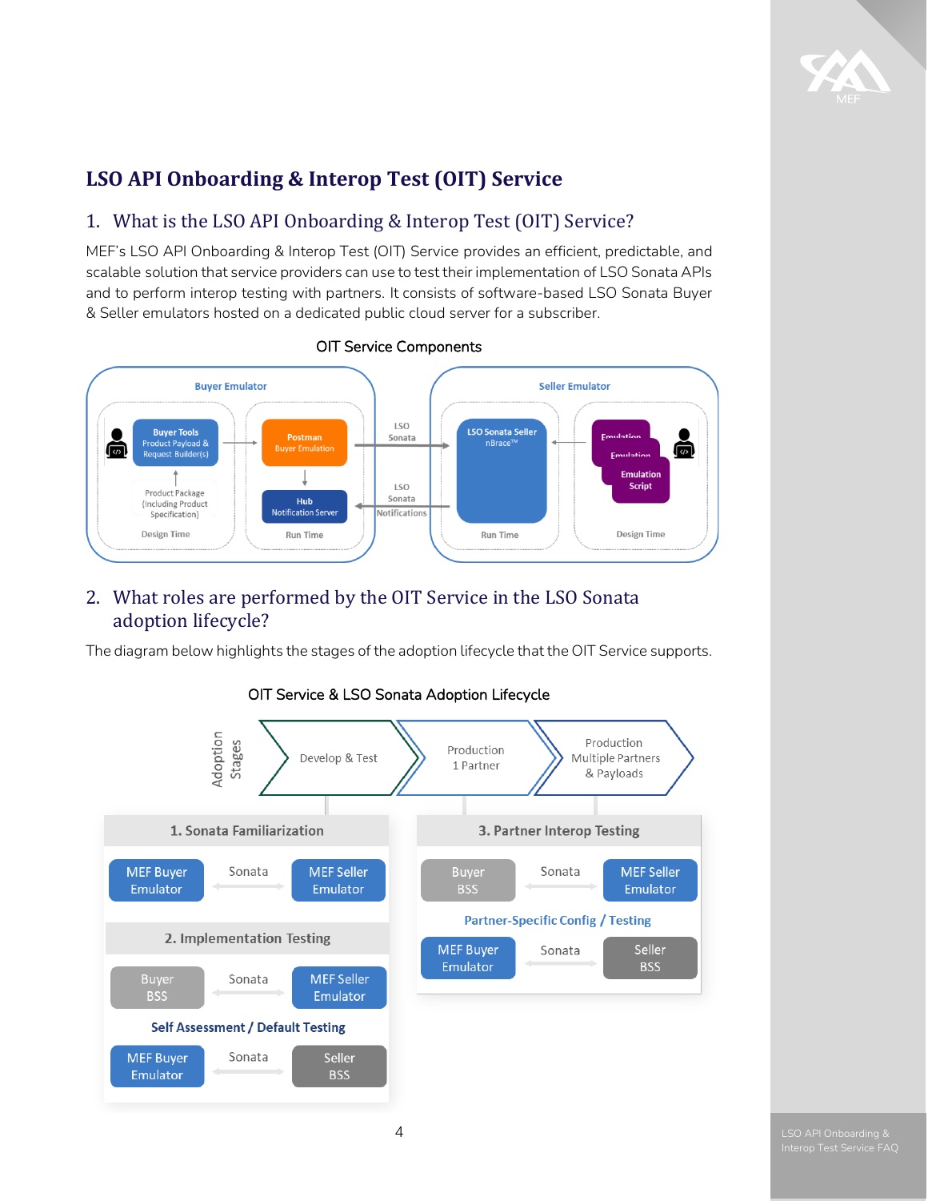# LSO API Onboarding & Interop Test (OIT) Service

## 1. What is the LSO API Onboarding & Interop Test (OIT) Service?

MEF's LSO API Onboarding & Interop Test (OIT) Service provides an efficient, predictable, and scalable solution that service providers can use to test their implementation of LSO Sonata APIs and to perform interop testing with partners. It consists of software-based LSO Sonata Buyer & Seller emulators hosted on a dedicated public cloud server for a subscriber.

OIT Service Components

## 2. What roles are performed by the OIT Service in the LSO Sonata adoption lifecycle?

The diagram below highlights the stages of the adoption lifecycle that the OIT Service supports.

OIT Service & LSO Sonata Adoption Lifecycle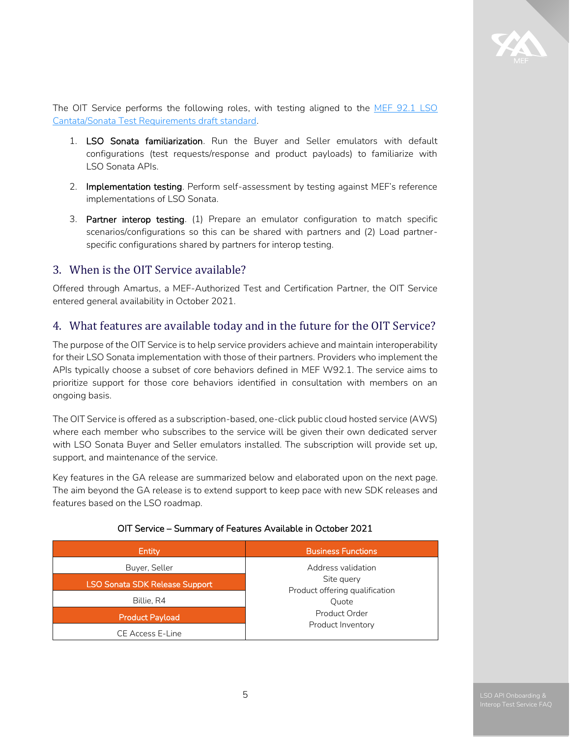The OIT Service performs the following roles, with testing aligned to the [MEF 92.1 LSO Cantata/Sonata Test Requirements draft standard](#).

1. **LSO Sonata familiarization**. Run the Buyer and Seller emulators with default configurations (test requests/response and product payloads) to familiarize with LSO Sonata APIs.
2. **Implementation testing**. Perform self-assessment by testing against MEF's reference implementations of LSO Sonata.
3. **Partner interop testing**. (1) Prepare an emulator configuration to match specific scenarios/configurations so this can be shared with partners and (2) Load partner-specific configurations shared by partners for interop testing.

## 3. When is the OIT Service available?

Offered through Amartus, a MEF-Authorized Test and Certification Partner, the OIT Service entered general availability in October 2021.

## 4. What features are available today and in the future for the OIT Service?

The purpose of the OIT Service is to help service providers achieve and maintain interoperability for their LSO Sonata implementation with those of their partners. Providers who implement the APIs typically choose a subset of core behaviors defined in MEF W92.1. The service aims to prioritize support for those core behaviors identified in consultation with members on an ongoing basis.

The OIT Service is offered as a subscription-based, one-click public cloud hosted service (AWS) where each member who subscribes to the service will be given their own dedicated server with LSO Sonata Buyer and Seller emulators installed. The subscription will provide set up, support, and maintenance of the service.

Key features in the GA release are summarized below and elaborated upon on the next page. The aim beyond the GA release is to extend support to keep pace with new SDK releases and features based on the LSO roadmap.

OIT Service – Summary of Features Available in October 2021

| Entity | Business Functions |
|---|---|
| Buyer, Seller | Address validation<br>Site query<br>Product offering qualification<br>Quote<br>Product Order<br>Product Inventory |
| **LSO Sonata SDK Release Support** | |
| Billie, R4 | |
| **Product Payload** | |
| CE Access E-Line | |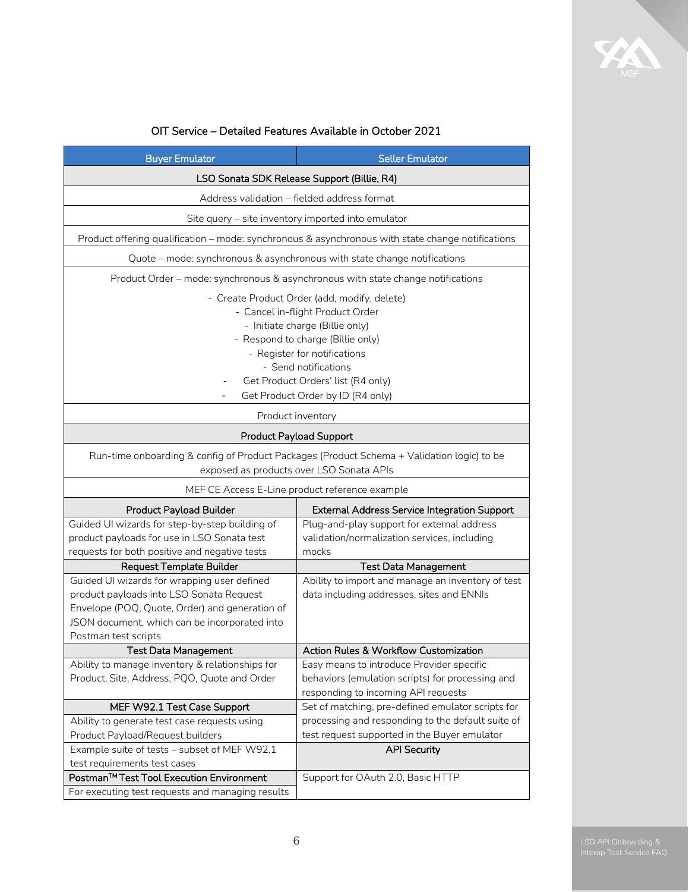## OIT Service – Detailed Features Available in October 2021

| Buyer Emulator | Seller Emulator |
|---|---|
| **LSO Sonata SDK Release Support (Billie, R4)** | |
| Address validation – fielded address format | |
| Site query – site inventory imported into emulator | |
| Product offering qualification – mode: synchronous & asynchronous with state change notifications | |
| Quote – mode: synchronous & asynchronous with state change notifications | |
| Product Order – mode: synchronous & asynchronous with state change notifications<br>- Create Product Order (add, modify, delete)<br>- Cancel in-flight Product Order<br>- Initiate charge (Billie only)<br>- Respond to charge (Billie only)<br>- Register for notifications<br>- Send notifications<br>- Get Product Orders' list (R4 only)<br>- Get Product Order by ID (R4 only) | |
| Product inventory | |
| **Product Payload Support** | |
| Run-time onboarding & config of Product Packages (Product Schema + Validation logic) to be exposed as products over LSO Sonata APIs | |
| MEF CE Access E-Line product reference example | |
| **Product Payload Builder** | **External Address Service Integration Support** |
| Guided UI wizards for step-by-step building of product payloads for use in LSO Sonata test requests for both positive and negative tests | Plug-and-play support for external address validation/normalization services, including mocks |
| **Request Template Builder** | **Test Data Management** |
| Guided UI wizards for wrapping user defined product payloads into LSO Sonata Request Envelope (POQ, Quote, Order) and generation of JSON document, which can be incorporated into Postman test scripts | Ability to import and manage an inventory of test data including addresses, sites and ENNIs |
| **Test Data Management** | **Action Rules & Workflow Customization** |
| Ability to manage inventory & relationships for Product, Site, Address, PQO, Quote and Order | Easy means to introduce Provider specific behaviors (emulation scripts) for processing and responding to incoming API requests |
| **MEF W92.1 Test Case Support** | Set of matching, pre-defined emulator scripts for processing and responding to the default suite of test request supported in the Buyer emulator |
| Ability to generate test case requests using Product Payload/Request builders | |
| Example suite of tests – subset of MEF W92.1 test requirements test cases | **API Security** |
| **Postman™ Test Tool Execution Environment** | Support for OAuth 2.0, Basic HTTP |
| For executing test requests and managing results | |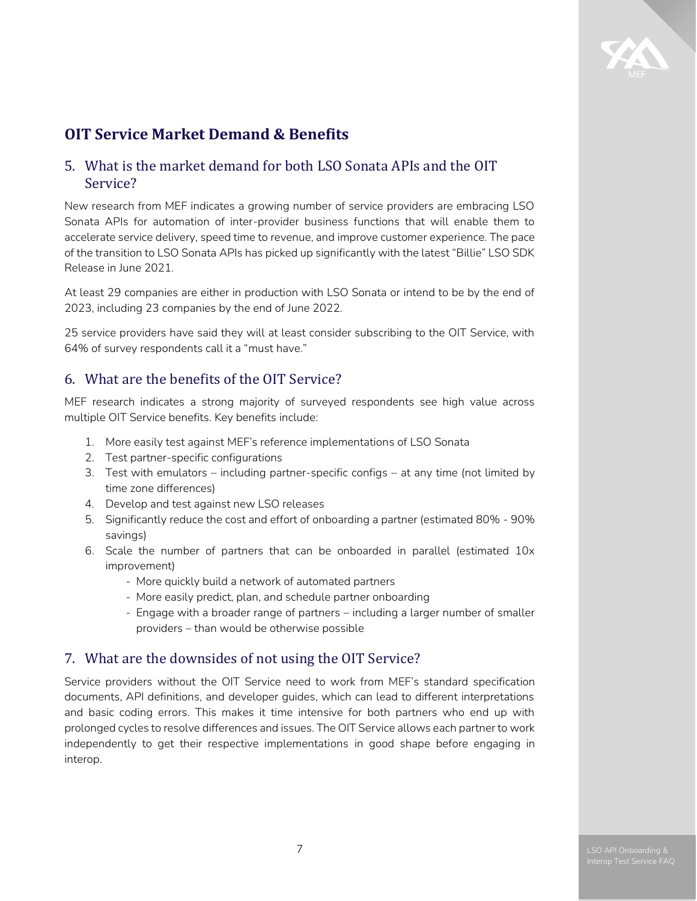## OIT Service Market Demand & Benefits

### 5. What is the market demand for both LSO Sonata APIs and the OIT Service?

New research from MEF indicates a growing number of service providers are embracing LSO Sonata APIs for automation of inter-provider business functions that will enable them to accelerate service delivery, speed time to revenue, and improve customer experience. The pace of the transition to LSO Sonata APIs has picked up significantly with the latest "Billie" LSO SDK Release in June 2021.

At least 29 companies are either in production with LSO Sonata or intend to be by the end of 2023, including 23 companies by the end of June 2022.

25 service providers have said they will at least consider subscribing to the OIT Service, with 64% of survey respondents call it a "must have."

### 6. What are the benefits of the OIT Service?

MEF research indicates a strong majority of surveyed respondents see high value across multiple OIT Service benefits. Key benefits include:

1. More easily test against MEF's reference implementations of LSO Sonata
2. Test partner-specific configurations
3. Test with emulators – including partner-specific configs – at any time (not limited by time zone differences)
4. Develop and test against new LSO releases
5. Significantly reduce the cost and effort of onboarding a partner (estimated 80% - 90% savings)
6. Scale the number of partners that can be onboarded in parallel (estimated 10x improvement)
   - More quickly build a network of automated partners
   - More easily predict, plan, and schedule partner onboarding
   - Engage with a broader range of partners – including a larger number of smaller providers – than would be otherwise possible

### 7. What are the downsides of not using the OIT Service?

Service providers without the OIT Service need to work from MEF's standard specification documents, API definitions, and developer guides, which can lead to different interpretations and basic coding errors. This makes it time intensive for both partners who end up with prolonged cycles to resolve differences and issues. The OIT Service allows each partner to work independently to get their respective implementations in good shape before engaging in interop.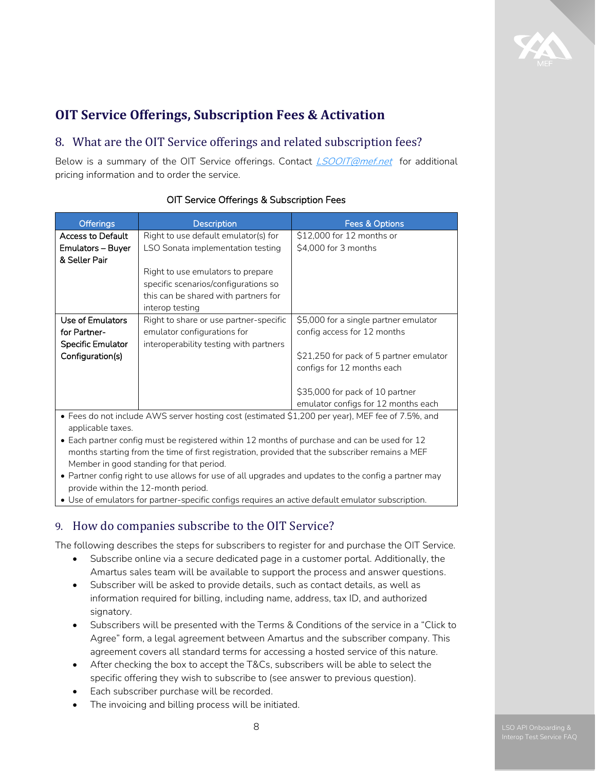## OIT Service Offerings, Subscription Fees & Activation

### 8. What are the OIT Service offerings and related subscription fees?

Below is a summary of the OIT Service offerings. Contact [LSOOIT@mef.net](mailto:LSOOIT@mef.net) for additional pricing information and to order the service.

OIT Service Offerings & Subscription Fees

| Offerings | Description | Fees & Options |
|---|---|---|
| Access to Default Emulators – Buyer & Seller Pair | Right to use default emulator(s) for LSO Sonata implementation testing<br><br>Right to use emulators to prepare specific scenarios/configurations so this can be shared with partners for interop testing | $12,000 for 12 months or<br>$4,000 for 3 months |
| Use of Emulators for Partner-Specific Emulator Configuration(s) | Right to share or use partner-specific emulator configurations for interoperability testing with partners | $5,000 for a single partner emulator config access for 12 months<br><br>$21,250 for pack of 5 partner emulator configs for 12 months each<br><br>$35,000 for pack of 10 partner emulator configs for 12 months each |

- Fees do not include AWS server hosting cost (estimated $1,200 per year), MEF fee of 7.5%, and applicable taxes.
- Each partner config must be registered within 12 months of purchase and can be used for 12 months starting from the time of first registration, provided that the subscriber remains a MEF Member in good standing for that period.
- Partner config right to use allows for use of all upgrades and updates to the config a partner may provide within the 12-month period.
- Use of emulators for partner-specific configs requires an active default emulator subscription.

### 9. How do companies subscribe to the OIT Service?

The following describes the steps for subscribers to register for and purchase the OIT Service.

- Subscribe online via a secure dedicated page in a customer portal. Additionally, the Amartus sales team will be available to support the process and answer questions.
- Subscriber will be asked to provide details, such as contact details, as well as information required for billing, including name, address, tax ID, and authorized signatory.
- Subscribers will be presented with the Terms & Conditions of the service in a "Click to Agree" form, a legal agreement between Amartus and the subscriber company. This agreement covers all standard terms for accessing a hosted service of this nature.
- After checking the box to accept the T&Cs, subscribers will be able to select the specific offering they wish to subscribe to (see answer to previous question).
- Each subscriber purchase will be recorded.
- The invoicing and billing process will be initiated.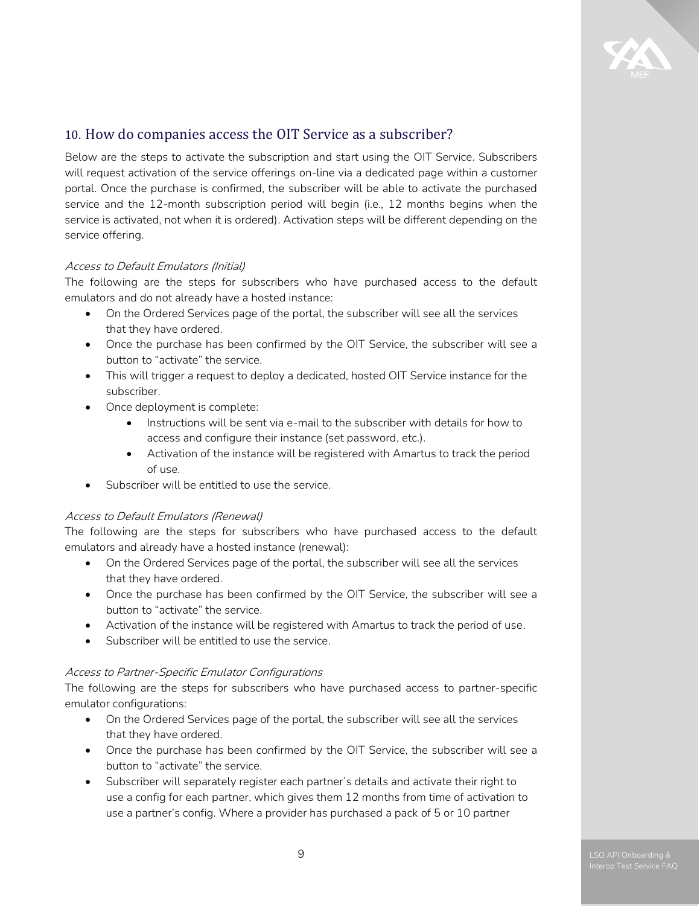## 10. How do companies access the OIT Service as a subscriber?

Below are the steps to activate the subscription and start using the OIT Service. Subscribers will request activation of the service offerings on-line via a dedicated page within a customer portal. Once the purchase is confirmed, the subscriber will be able to activate the purchased service and the 12-month subscription period will begin (i.e., 12 months begins when the service is activated, not when it is ordered). Activation steps will be different depending on the service offering.

*Access to Default Emulators (Initial)*

The following are the steps for subscribers who have purchased access to the default emulators and do not already have a hosted instance:

- On the Ordered Services page of the portal, the subscriber will see all the services that they have ordered.
- Once the purchase has been confirmed by the OIT Service, the subscriber will see a button to "activate" the service.
- This will trigger a request to deploy a dedicated, hosted OIT Service instance for the subscriber.
- Once deployment is complete:
    - Instructions will be sent via e-mail to the subscriber with details for how to access and configure their instance (set password, etc.).
    - Activation of the instance will be registered with Amartus to track the period of use.
- Subscriber will be entitled to use the service.

*Access to Default Emulators (Renewal)*

The following are the steps for subscribers who have purchased access to the default emulators and already have a hosted instance (renewal):

- On the Ordered Services page of the portal, the subscriber will see all the services that they have ordered.
- Once the purchase has been confirmed by the OIT Service, the subscriber will see a button to "activate" the service.
- Activation of the instance will be registered with Amartus to track the period of use.
- Subscriber will be entitled to use the service.

*Access to Partner-Specific Emulator Configurations*

The following are the steps for subscribers who have purchased access to partner-specific emulator configurations:

- On the Ordered Services page of the portal, the subscriber will see all the services that they have ordered.
- Once the purchase has been confirmed by the OIT Service, the subscriber will see a button to "activate" the service.
- Subscriber will separately register each partner's details and activate their right to use a config for each partner, which gives them 12 months from time of activation to use a partner's config. Where a provider has purchased a pack of 5 or 10 partner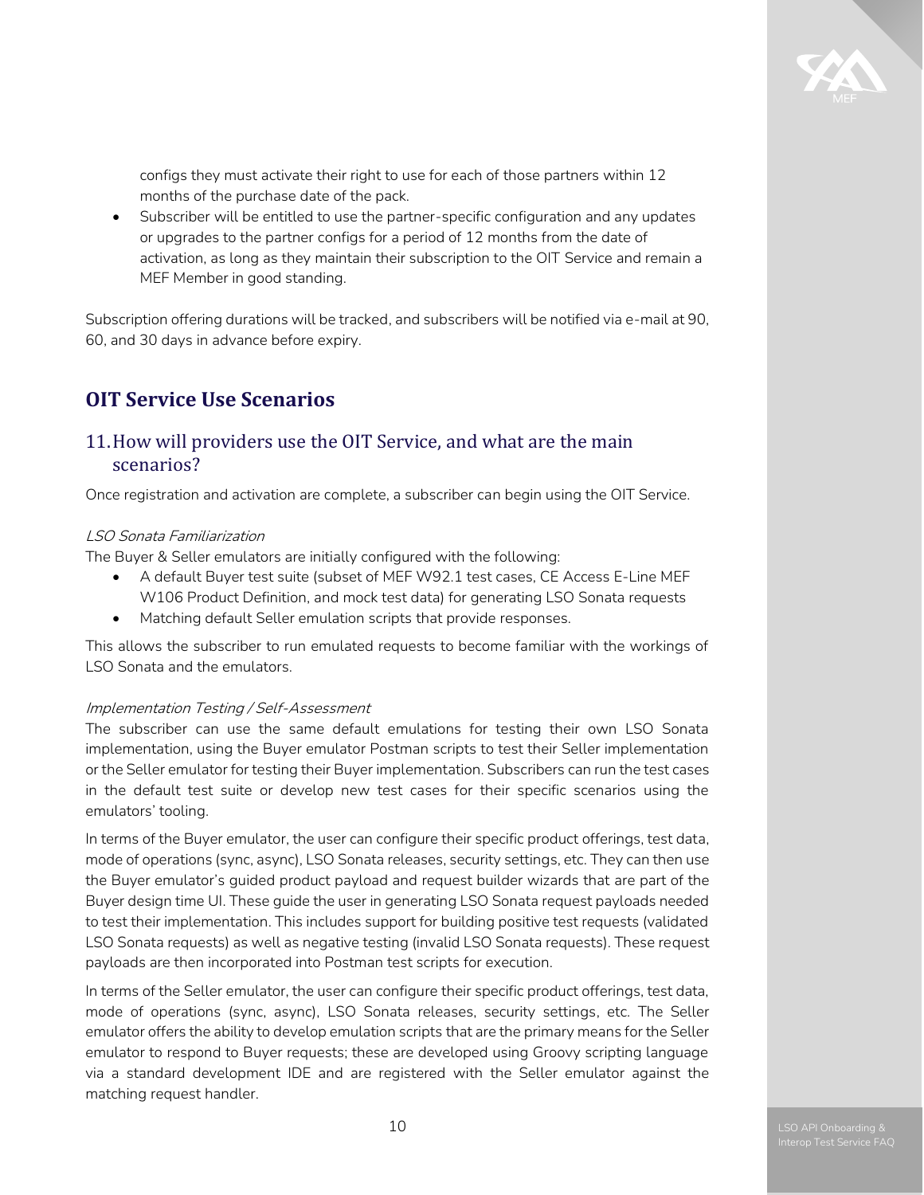configs they must activate their right to use for each of those partners within 12 months of the purchase date of the pack.

- Subscriber will be entitled to use the partner-specific configuration and any updates or upgrades to the partner configs for a period of 12 months from the date of activation, as long as they maintain their subscription to the OIT Service and remain a MEF Member in good standing.

Subscription offering durations will be tracked, and subscribers will be notified via e-mail at 90, 60, and 30 days in advance before expiry.

# OIT Service Use Scenarios

## 11. How will providers use the OIT Service, and what are the main scenarios?

Once registration and activation are complete, a subscriber can begin using the OIT Service.

*LSO Sonata Familiarization*

The Buyer & Seller emulators are initially configured with the following:

- A default Buyer test suite (subset of MEF W92.1 test cases, CE Access E-Line MEF W106 Product Definition, and mock test data) for generating LSO Sonata requests
- Matching default Seller emulation scripts that provide responses.

This allows the subscriber to run emulated requests to become familiar with the workings of LSO Sonata and the emulators.

*Implementation Testing / Self-Assessment*

The subscriber can use the same default emulations for testing their own LSO Sonata implementation, using the Buyer emulator Postman scripts to test their Seller implementation or the Seller emulator for testing their Buyer implementation. Subscribers can run the test cases in the default test suite or develop new test cases for their specific scenarios using the emulators' tooling.

In terms of the Buyer emulator, the user can configure their specific product offerings, test data, mode of operations (sync, async), LSO Sonata releases, security settings, etc. They can then use the Buyer emulator's guided product payload and request builder wizards that are part of the Buyer design time UI. These guide the user in generating LSO Sonata request payloads needed to test their implementation. This includes support for building positive test requests (validated LSO Sonata requests) as well as negative testing (invalid LSO Sonata requests). These request payloads are then incorporated into Postman test scripts for execution.

In terms of the Seller emulator, the user can configure their specific product offerings, test data, mode of operations (sync, async), LSO Sonata releases, security settings, etc. The Seller emulator offers the ability to develop emulation scripts that are the primary means for the Seller emulator to respond to Buyer requests; these are developed using Groovy scripting language via a standard development IDE and are registered with the Seller emulator against the matching request handler.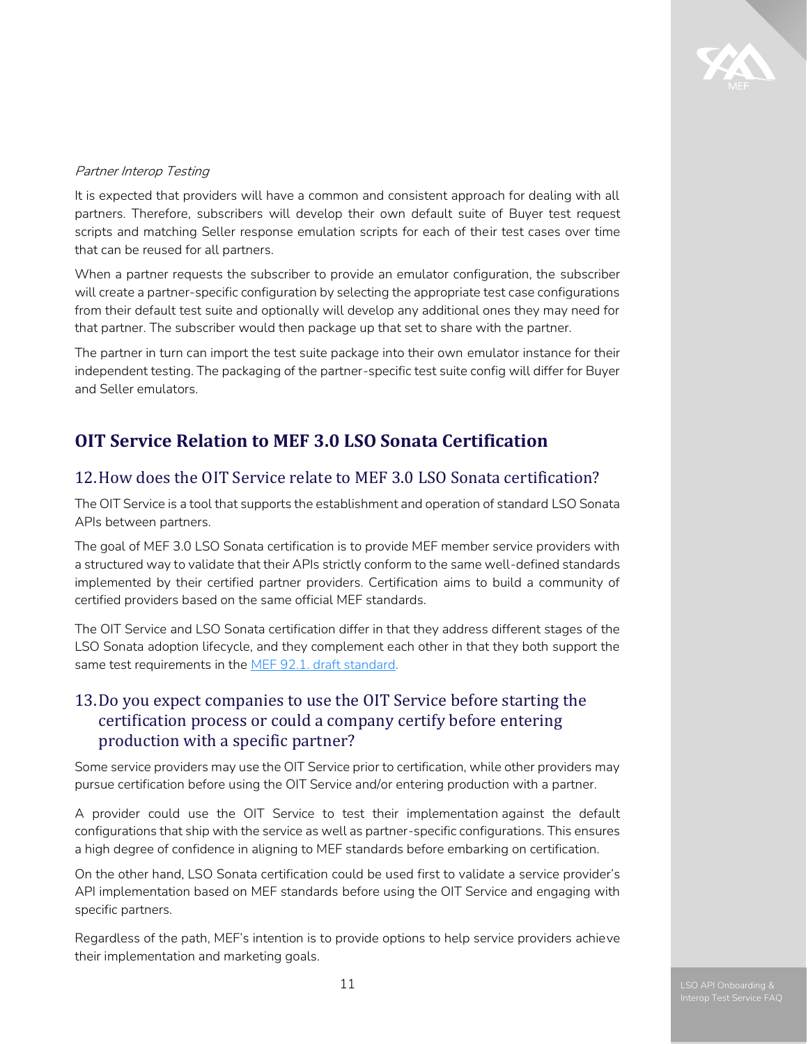*Partner Interop Testing*

It is expected that providers will have a common and consistent approach for dealing with all partners. Therefore, subscribers will develop their own default suite of Buyer test request scripts and matching Seller response emulation scripts for each of their test cases over time that can be reused for all partners.

When a partner requests the subscriber to provide an emulator configuration, the subscriber will create a partner-specific configuration by selecting the appropriate test case configurations from their default test suite and optionally will develop any additional ones they may need for that partner. The subscriber would then package up that set to share with the partner.

The partner in turn can import the test suite package into their own emulator instance for their independent testing. The packaging of the partner-specific test suite config will differ for Buyer and Seller emulators.

# OIT Service Relation to MEF 3.0 LSO Sonata Certification

## 12. How does the OIT Service relate to MEF 3.0 LSO Sonata certification?

The OIT Service is a tool that supports the establishment and operation of standard LSO Sonata APIs between partners.

The goal of MEF 3.0 LSO Sonata certification is to provide MEF member service providers with a structured way to validate that their APIs strictly conform to the same well-defined standards implemented by their certified partner providers. Certification aims to build a community of certified providers based on the same official MEF standards.

The OIT Service and LSO Sonata certification differ in that they address different stages of the LSO Sonata adoption lifecycle, and they complement each other in that they both support the same test requirements in the MEF 92.1. draft standard.

## 13. Do you expect companies to use the OIT Service before starting the certification process or could a company certify before entering production with a specific partner?

Some service providers may use the OIT Service prior to certification, while other providers may pursue certification before using the OIT Service and/or entering production with a partner.

A provider could use the OIT Service to test their implementation against the default configurations that ship with the service as well as partner-specific configurations. This ensures a high degree of confidence in aligning to MEF standards before embarking on certification.

On the other hand, LSO Sonata certification could be used first to validate a service provider's API implementation based on MEF standards before using the OIT Service and engaging with specific partners.

Regardless of the path, MEF's intention is to provide options to help service providers achieve their implementation and marketing goals.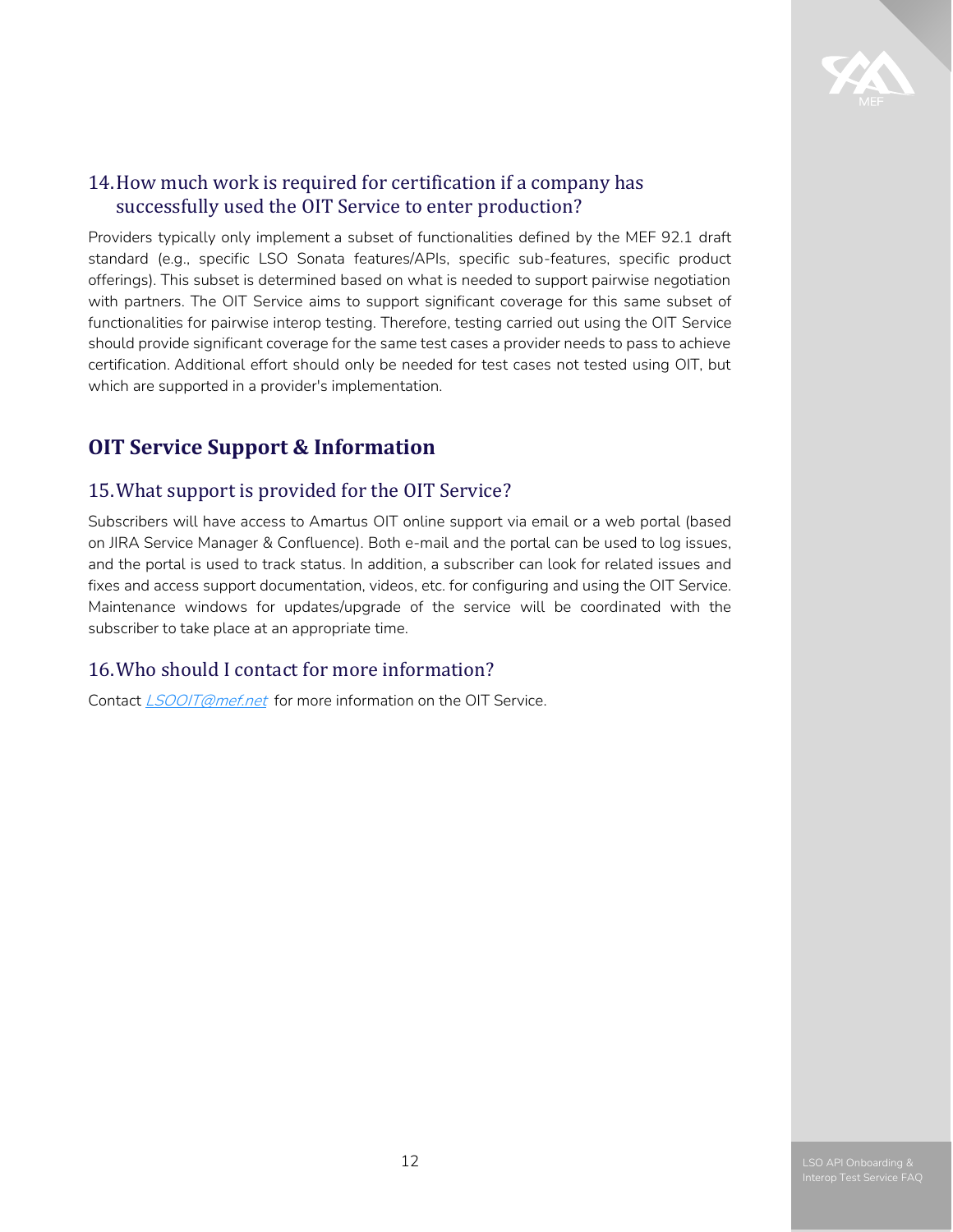## 14. How much work is required for certification if a company has successfully used the OIT Service to enter production?

Providers typically only implement a subset of functionalities defined by the MEF 92.1 draft standard (e.g., specific LSO Sonata features/APIs, specific sub-features, specific product offerings). This subset is determined based on what is needed to support pairwise negotiation with partners. The OIT Service aims to support significant coverage for this same subset of functionalities for pairwise interop testing. Therefore, testing carried out using the OIT Service should provide significant coverage for the same test cases a provider needs to pass to achieve certification. Additional effort should only be needed for test cases not tested using OIT, but which are supported in a provider's implementation.

# OIT Service Support & Information

## 15. What support is provided for the OIT Service?

Subscribers will have access to Amartus OIT online support via email or a web portal (based on JIRA Service Manager & Confluence). Both e-mail and the portal can be used to log issues, and the portal is used to track status. In addition, a subscriber can look for related issues and fixes and access support documentation, videos, etc. for configuring and using the OIT Service. Maintenance windows for updates/upgrade of the service will be coordinated with the subscriber to take place at an appropriate time.

## 16. Who should I contact for more information?

Contact *LSOOIT@mef.net* for more information on the OIT Service.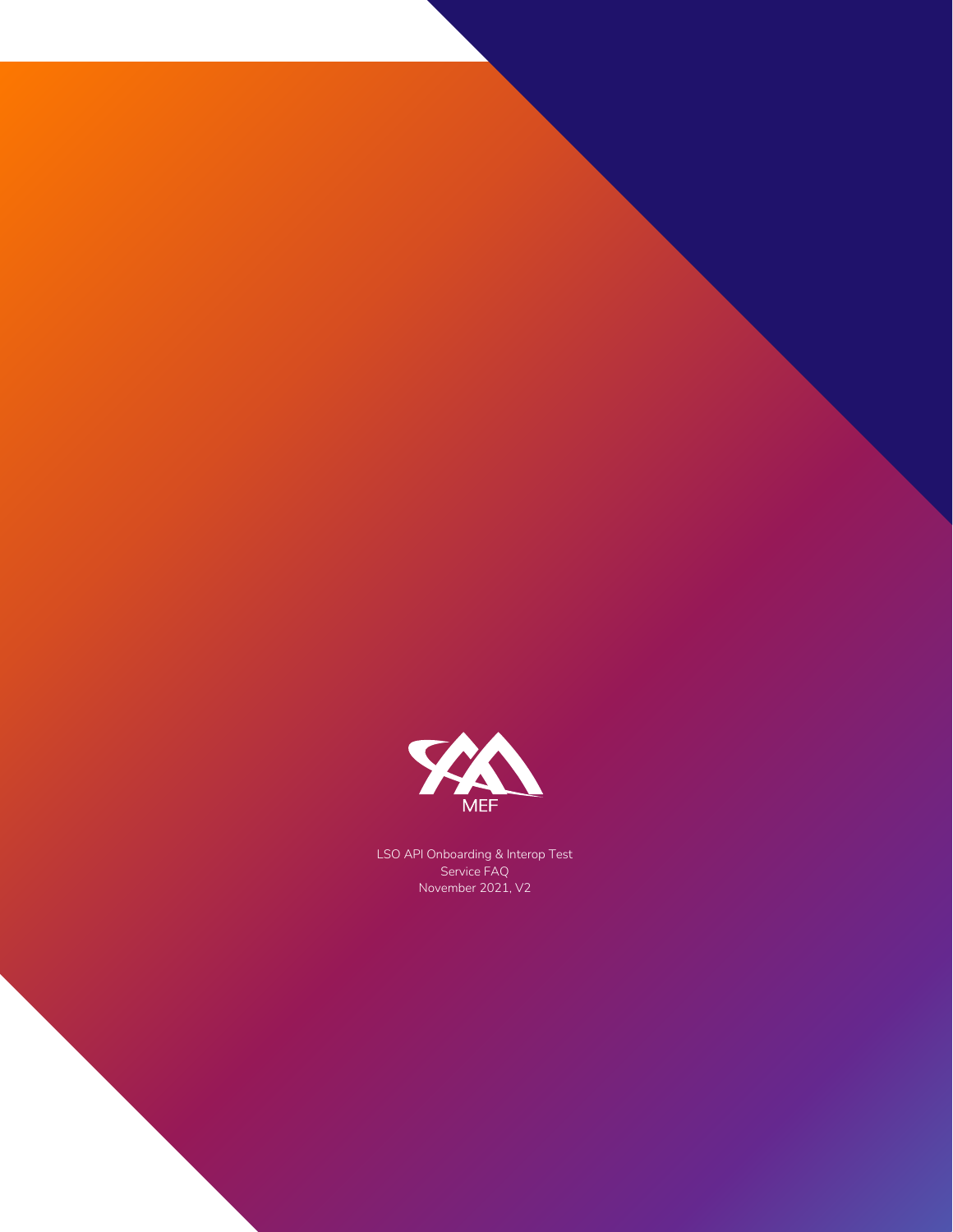MEF

LSO API Onboarding & Interop Test
Service FAQ
November 2021, V2